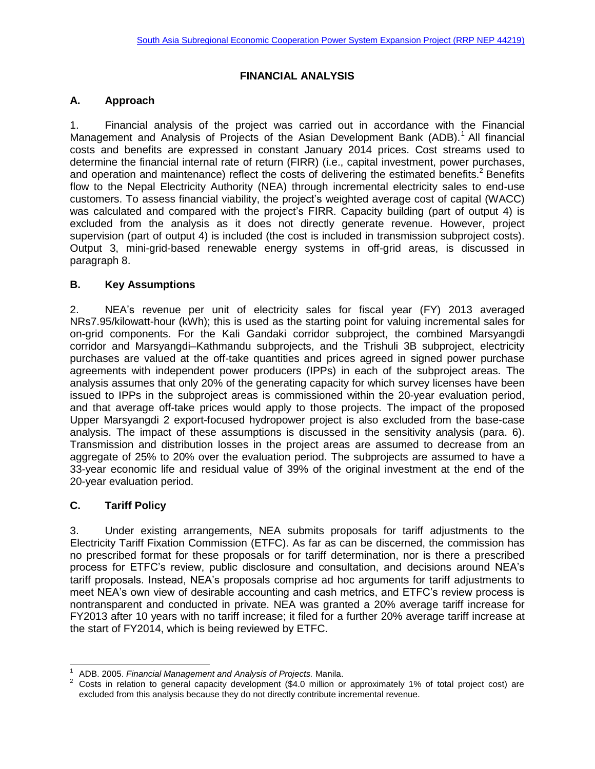# FINANCIAL ANALYSIS

## A. Approach

1. Financial analysis of the project was carried out in accordance with the Financial Management and Analysis of Projects of the Asian Development Bank (ADB).[1] All financial costs and benefits are expressed in constant January 2014 prices. Cost streams used to determine the financial internal rate of return (FIRR) (i.e., capital investment, power purchases, and operation and maintenance) reflect the costs of delivering the estimated benefits.[2] Benefits flow to the Nepal Electricity Authority (NEA) through incremental electricity sales to end-use customers. To assess financial viability, the project's weighted average cost of capital (WACC) was calculated and compared with the project's FIRR. Capacity building (part of output 4) is excluded from the analysis as it does not directly generate revenue. However, project supervision (part of output 4) is included (the cost is included in transmission subproject costs). Output 3, mini-grid-based renewable energy systems in off-grid areas, is discussed in paragraph 8.

## B. Key Assumptions

2. NEA's revenue per unit of electricity sales for fiscal year (FY) 2013 averaged NRs7.95/kilowatt-hour (kWh); this is used as the starting point for valuing incremental sales for on-grid components. For the Kali Gandaki corridor subproject, the combined Marsyangdi corridor and Marsyangdi–Kathmandu subprojects, and the Trishuli 3B subproject, electricity purchases are valued at the off-take quantities and prices agreed in signed power purchase agreements with independent power producers (IPPs) in each of the subproject areas. The analysis assumes that only 20% of the generating capacity for which survey licenses have been issued to IPPs in the subproject areas is commissioned within the 20-year evaluation period, and that average off-take prices would apply to those projects. The impact of the proposed Upper Marsyangdi 2 export-focused hydropower project is also excluded from the base-case analysis. The impact of these assumptions is discussed in the sensitivity analysis (para. 6). Transmission and distribution losses in the project areas are assumed to decrease from an aggregate of 25% to 20% over the evaluation period. The subprojects are assumed to have a 33-year economic life and residual value of 39% of the original investment at the end of the 20-year evaluation period.

## C. Tariff Policy

3. Under existing arrangements, NEA submits proposals for tariff adjustments to the Electricity Tariff Fixation Commission (ETFC). As far as can be discerned, the commission has no prescribed format for these proposals or for tariff determination, nor is there a prescribed process for ETFC's review, public disclosure and consultation, and decisions around NEA's tariff proposals. Instead, NEA's proposals comprise ad hoc arguments for tariff adjustments to meet NEA's own view of desirable accounting and cash metrics, and ETFC's review process is nontransparent and conducted in private. NEA was granted a 20% average tariff increase for FY2013 after 10 years with no tariff increase; it filed for a further 20% average tariff increase at the start of FY2014, which is being reviewed by ETFC.

---

[1] ADB. 2005. *Financial Management and Analysis of Projects.* Manila.

[2] Costs in relation to general capacity development ($4.0 million or approximately 1% of total project cost) are excluded from this analysis because they do not directly contribute incremental revenue.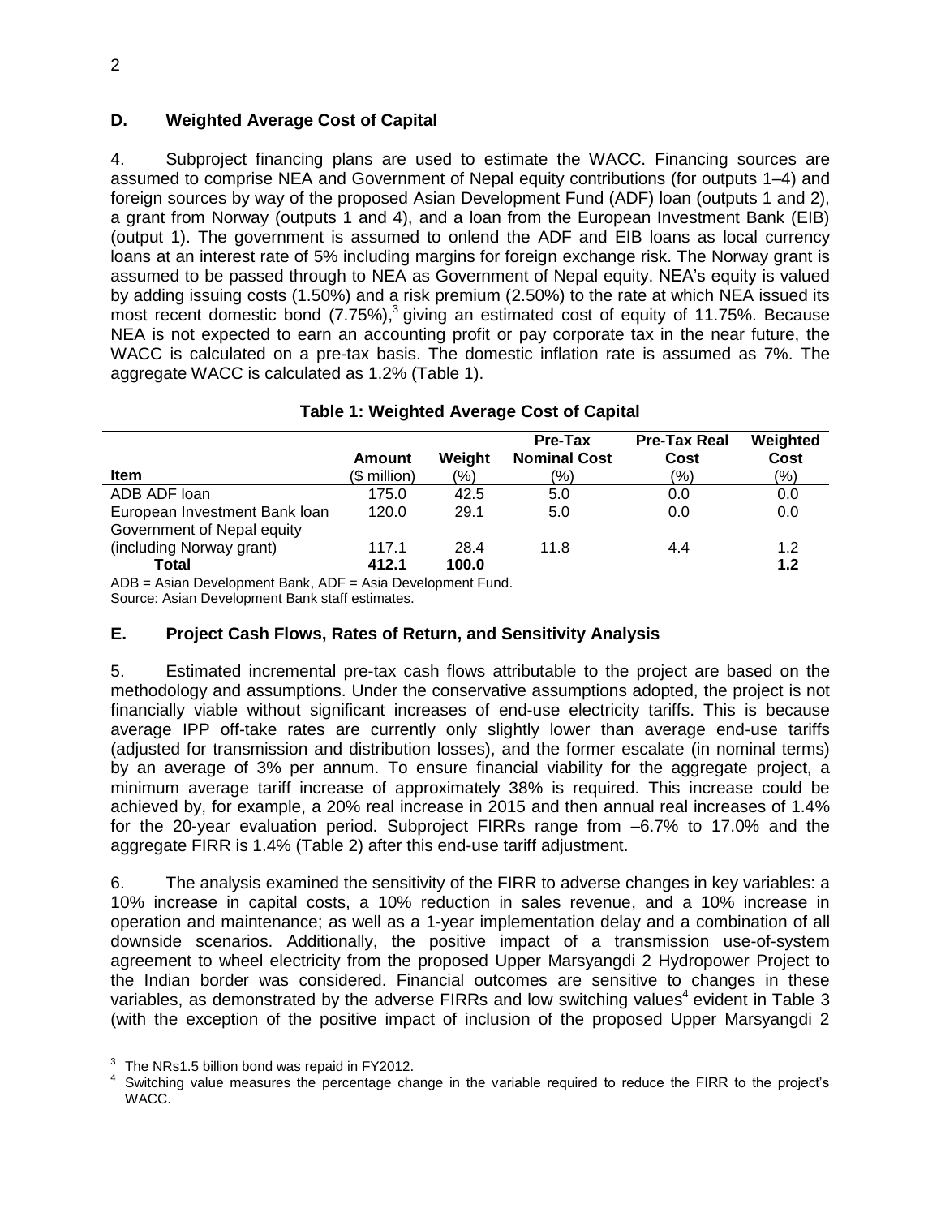## D. Weighted Average Cost of Capital

4. Subproject financing plans are used to estimate the WACC. Financing sources are assumed to comprise NEA and Government of Nepal equity contributions (for outputs 1–4) and foreign sources by way of the proposed Asian Development Fund (ADF) loan (outputs 1 and 2), a grant from Norway (outputs 1 and 4), and a loan from the European Investment Bank (EIB) (output 1). The government is assumed to onlend the ADF and EIB loans as local currency loans at an interest rate of 5% including margins for foreign exchange risk. The Norway grant is assumed to be passed through to NEA as Government of Nepal equity. NEA's equity is valued by adding issuing costs (1.50%) and a risk premium (2.50%) to the rate at which NEA issued its most recent domestic bond (7.75%),[3] giving an estimated cost of equity of 11.75%. Because NEA is not expected to earn an accounting profit or pay corporate tax in the near future, the WACC is calculated on a pre-tax basis. The domestic inflation rate is assumed as 7%. The aggregate WACC is calculated as 1.2% (Table 1).

**Table 1: Weighted Average Cost of Capital**

| Item | Amount ($ million) | Weight (%) | Pre-Tax Nominal Cost (%) | Pre-Tax Real Cost (%) | Weighted Cost (%) |
|---|---|---|---|---|---|
| ADB ADF loan | 175.0 | 42.5 | 5.0 | 0.0 | 0.0 |
| European Investment Bank loan | 120.0 | 29.1 | 5.0 | 0.0 | 0.0 |
| Government of Nepal equity (including Norway grant) | 117.1 | 28.4 | 11.8 | 4.4 | 1.2 |
| **Total** | **412.1** | **100.0** | | | **1.2** |

ADB = Asian Development Bank, ADF = Asia Development Fund.
Source: Asian Development Bank staff estimates.

## E. Project Cash Flows, Rates of Return, and Sensitivity Analysis

5. Estimated incremental pre-tax cash flows attributable to the project are based on the methodology and assumptions. Under the conservative assumptions adopted, the project is not financially viable without significant increases of end-use electricity tariffs. This is because average IPP off-take rates are currently only slightly lower than average end-use tariffs (adjusted for transmission and distribution losses), and the former escalate (in nominal terms) by an average of 3% per annum. To ensure financial viability for the aggregate project, a minimum average tariff increase of approximately 38% is required. This increase could be achieved by, for example, a 20% real increase in 2015 and then annual real increases of 1.4% for the 20-year evaluation period. Subproject FIRRs range from –6.7% to 17.0% and the aggregate FIRR is 1.4% (Table 2) after this end-use tariff adjustment.

6. The analysis examined the sensitivity of the FIRR to adverse changes in key variables: a 10% increase in capital costs, a 10% reduction in sales revenue, and a 10% increase in operation and maintenance; as well as a 1-year implementation delay and a combination of all downside scenarios. Additionally, the positive impact of a transmission use-of-system agreement to wheel electricity from the proposed Upper Marsyangdi 2 Hydropower Project to the Indian border was considered. Financial outcomes are sensitive to changes in these variables, as demonstrated by the adverse FIRRs and low switching values[4] evident in Table 3 (with the exception of the positive impact of inclusion of the proposed Upper Marsyangdi 2

[3] The NRs1.5 billion bond was repaid in FY2012.

[4] Switching value measures the percentage change in the variable required to reduce the FIRR to the project's WACC.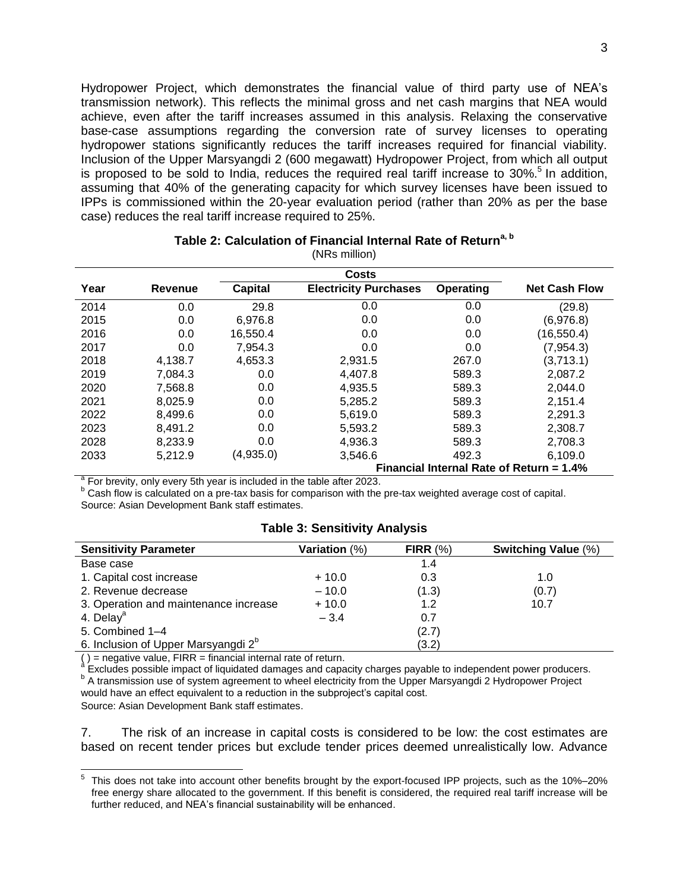Hydropower Project, which demonstrates the financial value of third party use of NEA's transmission network). This reflects the minimal gross and net cash margins that NEA would achieve, even after the tariff increases assumed in this analysis. Relaxing the conservative base-case assumptions regarding the conversion rate of survey licenses to operating hydropower stations significantly reduces the tariff increases required for financial viability. Inclusion of the Upper Marsyangdi 2 (600 megawatt) Hydropower Project, from which all output is proposed to be sold to India, reduces the required real tariff increase to 30%.[5] In addition, assuming that 40% of the generating capacity for which survey licenses have been issued to IPPs is commissioned within the 20-year evaluation period (rather than 20% as per the base case) reduces the real tariff increase required to 25%.

**Table 2: Calculation of Financial Internal Rate of Return[a, b]**

(NRs million)

| Year | Revenue | Costs | | | Net Cash Flow |
|---|---|---|---|---|---|
| | | Capital | Electricity Purchases | Operating | |
| 2014 | 0.0 | 29.8 | 0.0 | 0.0 | (29.8) |
| 2015 | 0.0 | 6,976.8 | 0.0 | 0.0 | (6,976.8) |
| 2016 | 0.0 | 16,550.4 | 0.0 | 0.0 | (16,550.4) |
| 2017 | 0.0 | 7,954.3 | 0.0 | 0.0 | (7,954.3) |
| 2018 | 4,138.7 | 4,653.3 | 2,931.5 | 267.0 | (3,713.1) |
| 2019 | 7,084.3 | 0.0 | 4,407.8 | 589.3 | 2,087.2 |
| 2020 | 7,568.8 | 0.0 | 4,935.5 | 589.3 | 2,044.0 |
| 2021 | 8,025.9 | 0.0 | 5,285.2 | 589.3 | 2,151.4 |
| 2022 | 8,499.6 | 0.0 | 5,619.0 | 589.3 | 2,291.3 |
| 2023 | 8,491.2 | 0.0 | 5,593.2 | 589.3 | 2,308.7 |
| 2028 | 8,233.9 | 0.0 | 4,936.3 | 589.3 | 2,708.3 |
| 2033 | 5,212.9 | (4,935.0) | 3,546.6 | 492.3 | 6,109.0 |
| | | | **Financial Internal Rate of Return = 1.4%** | | |

[a] For brevity, only every 5th year is included in the table after 2023.
[b] Cash flow is calculated on a pre-tax basis for comparison with the pre-tax weighted average cost of capital.
Source: Asian Development Bank staff estimates.

**Table 3: Sensitivity Analysis**

| Sensitivity Parameter | Variation (%) | FIRR (%) | Switching Value (%) |
|---|---|---|---|
| Base case | | 1.4 | |
| 1. Capital cost increase | + 10.0 | 0.3 | 1.0 |
| 2. Revenue decrease | – 10.0 | (1.3) | (0.7) |
| 3. Operation and maintenance increase | + 10.0 | 1.2 | 10.7 |
| 4. Delay[a] | – 3.4 | 0.7 | |
| 5. Combined 1–4 | | (2.7) | |
| 6. Inclusion of Upper Marsyangdi 2[b] | | (3.2) | |

( ) = negative value, FIRR = financial internal rate of return.
[a] Excludes possible impact of liquidated damages and capacity charges payable to independent power producers.
[b] A transmission use of system agreement to wheel electricity from the Upper Marsyangdi 2 Hydropower Project would have an effect equivalent to a reduction in the subproject's capital cost.
Source: Asian Development Bank staff estimates.

7. The risk of an increase in capital costs is considered to be low: the cost estimates are based on recent tender prices but exclude tender prices deemed unrealistically low. Advance

[5] This does not take into account other benefits brought by the export-focused IPP projects, such as the 10%–20% free energy share allocated to the government. If this benefit is considered, the required real tariff increase will be further reduced, and NEA's financial sustainability will be enhanced.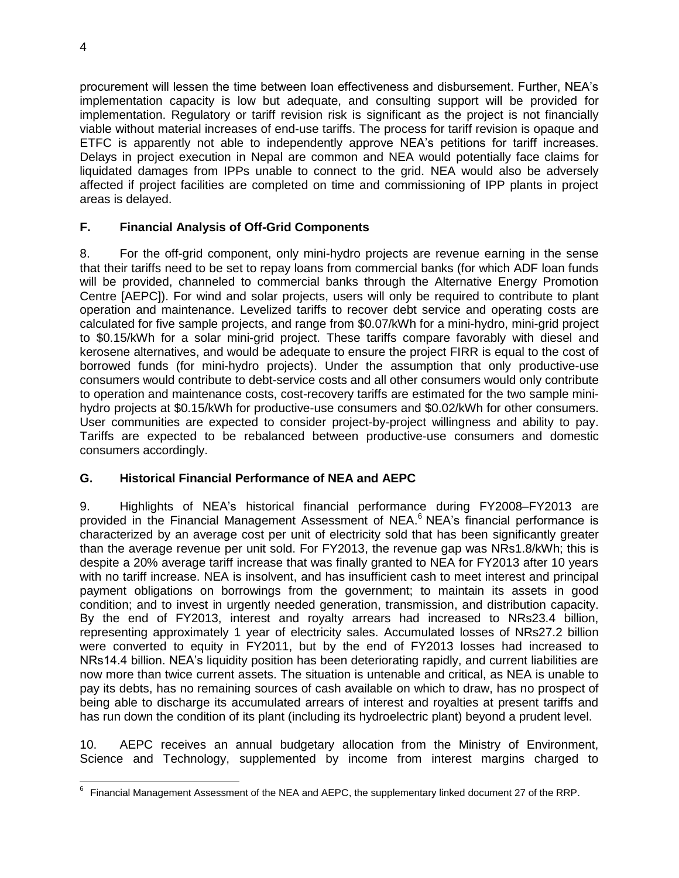procurement will lessen the time between loan effectiveness and disbursement. Further, NEA's implementation capacity is low but adequate, and consulting support will be provided for implementation. Regulatory or tariff revision risk is significant as the project is not financially viable without material increases of end-use tariffs. The process for tariff revision is opaque and ETFC is apparently not able to independently approve NEA's petitions for tariff increases. Delays in project execution in Nepal are common and NEA would potentially face claims for liquidated damages from IPPs unable to connect to the grid. NEA would also be adversely affected if project facilities are completed on time and commissioning of IPP plants in project areas is delayed.

## F. Financial Analysis of Off-Grid Components

8. For the off-grid component, only mini-hydro projects are revenue earning in the sense that their tariffs need to be set to repay loans from commercial banks (for which ADF loan funds will be provided, channeled to commercial banks through the Alternative Energy Promotion Centre [AEPC]). For wind and solar projects, users will only be required to contribute to plant operation and maintenance. Levelized tariffs to recover debt service and operating costs are calculated for five sample projects, and range from $0.07/kWh for a mini-hydro, mini-grid project to $0.15/kWh for a solar mini-grid project. These tariffs compare favorably with diesel and kerosene alternatives, and would be adequate to ensure the project FIRR is equal to the cost of borrowed funds (for mini-hydro projects). Under the assumption that only productive-use consumers would contribute to debt-service costs and all other consumers would only contribute to operation and maintenance costs, cost-recovery tariffs are estimated for the two sample mini-hydro projects at $0.15/kWh for productive-use consumers and $0.02/kWh for other consumers. User communities are expected to consider project-by-project willingness and ability to pay. Tariffs are expected to be rebalanced between productive-use consumers and domestic consumers accordingly.

## G. Historical Financial Performance of NEA and AEPC

9. Highlights of NEA's historical financial performance during FY2008–FY2013 are provided in the Financial Management Assessment of NEA.[6] NEA's financial performance is characterized by an average cost per unit of electricity sold that has been significantly greater than the average revenue per unit sold. For FY2013, the revenue gap was NRs1.8/kWh; this is despite a 20% average tariff increase that was finally granted to NEA for FY2013 after 10 years with no tariff increase. NEA is insolvent, and has insufficient cash to meet interest and principal payment obligations on borrowings from the government; to maintain its assets in good condition; and to invest in urgently needed generation, transmission, and distribution capacity. By the end of FY2013, interest and royalty arrears had increased to NRs23.4 billion, representing approximately 1 year of electricity sales. Accumulated losses of NRs27.2 billion were converted to equity in FY2011, but by the end of FY2013 losses had increased to NRs14.4 billion. NEA's liquidity position has been deteriorating rapidly, and current liabilities are now more than twice current assets. The situation is untenable and critical, as NEA is unable to pay its debts, has no remaining sources of cash available on which to draw, has no prospect of being able to discharge its accumulated arrears of interest and royalties at present tariffs and has run down the condition of its plant (including its hydroelectric plant) beyond a prudent level.

10. AEPC receives an annual budgetary allocation from the Ministry of Environment, Science and Technology, supplemented by income from interest margins charged to

[6] Financial Management Assessment of the NEA and AEPC, the supplementary linked document 27 of the RRP.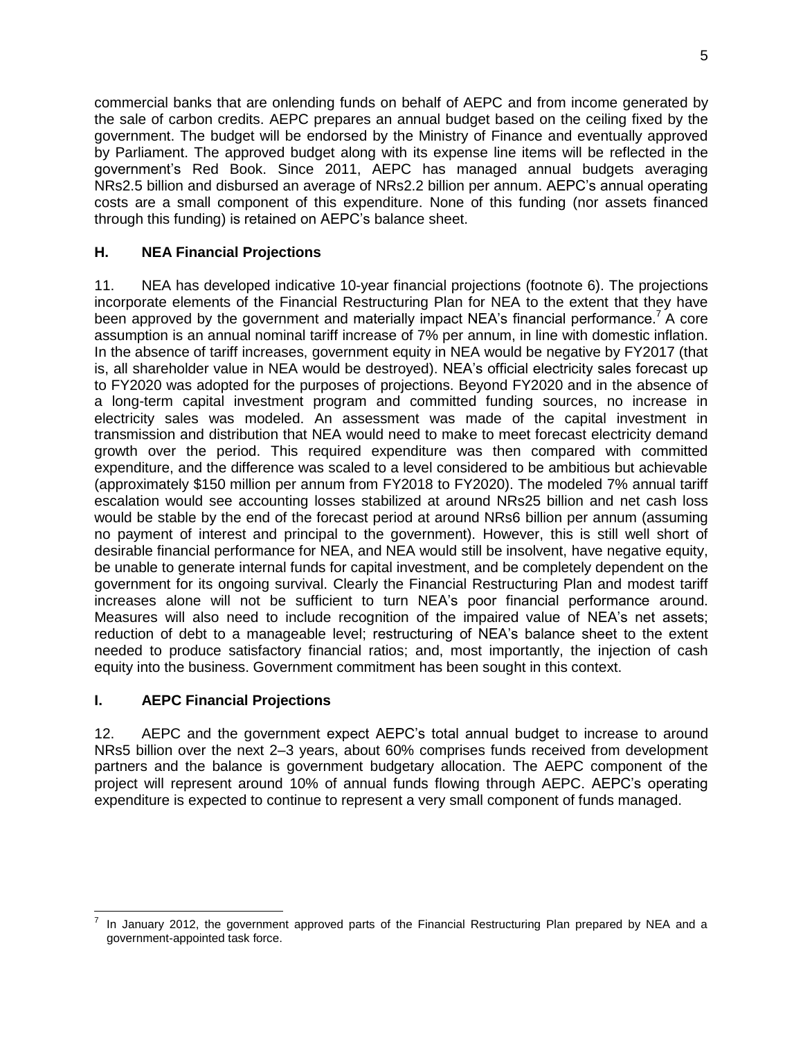commercial banks that are onlending funds on behalf of AEPC and from income generated by the sale of carbon credits. AEPC prepares an annual budget based on the ceiling fixed by the government. The budget will be endorsed by the Ministry of Finance and eventually approved by Parliament. The approved budget along with its expense line items will be reflected in the government's Red Book. Since 2011, AEPC has managed annual budgets averaging NRs2.5 billion and disbursed an average of NRs2.2 billion per annum. AEPC's annual operating costs are a small component of this expenditure. None of this funding (nor assets financed through this funding) is retained on AEPC's balance sheet.

## H. NEA Financial Projections

11. NEA has developed indicative 10-year financial projections (footnote 6). The projections incorporate elements of the Financial Restructuring Plan for NEA to the extent that they have been approved by the government and materially impact NEA's financial performance.[7] A core assumption is an annual nominal tariff increase of 7% per annum, in line with domestic inflation. In the absence of tariff increases, government equity in NEA would be negative by FY2017 (that is, all shareholder value in NEA would be destroyed). NEA's official electricity sales forecast up to FY2020 was adopted for the purposes of projections. Beyond FY2020 and in the absence of a long-term capital investment program and committed funding sources, no increase in electricity sales was modeled. An assessment was made of the capital investment in transmission and distribution that NEA would need to make to meet forecast electricity demand growth over the period. This required expenditure was then compared with committed expenditure, and the difference was scaled to a level considered to be ambitious but achievable (approximately $150 million per annum from FY2018 to FY2020). The modeled 7% annual tariff escalation would see accounting losses stabilized at around NRs25 billion and net cash loss would be stable by the end of the forecast period at around NRs6 billion per annum (assuming no payment of interest and principal to the government). However, this is still well short of desirable financial performance for NEA, and NEA would still be insolvent, have negative equity, be unable to generate internal funds for capital investment, and be completely dependent on the government for its ongoing survival. Clearly the Financial Restructuring Plan and modest tariff increases alone will not be sufficient to turn NEA's poor financial performance around. Measures will also need to include recognition of the impaired value of NEA's net assets; reduction of debt to a manageable level; restructuring of NEA's balance sheet to the extent needed to produce satisfactory financial ratios; and, most importantly, the injection of cash equity into the business. Government commitment has been sought in this context.

## I. AEPC Financial Projections

12. AEPC and the government expect AEPC's total annual budget to increase to around NRs5 billion over the next 2–3 years, about 60% comprises funds received from development partners and the balance is government budgetary allocation. The AEPC component of the project will represent around 10% of annual funds flowing through AEPC. AEPC's operating expenditure is expected to continue to represent a very small component of funds managed.

[7] In January 2012, the government approved parts of the Financial Restructuring Plan prepared by NEA and a government-appointed task force.